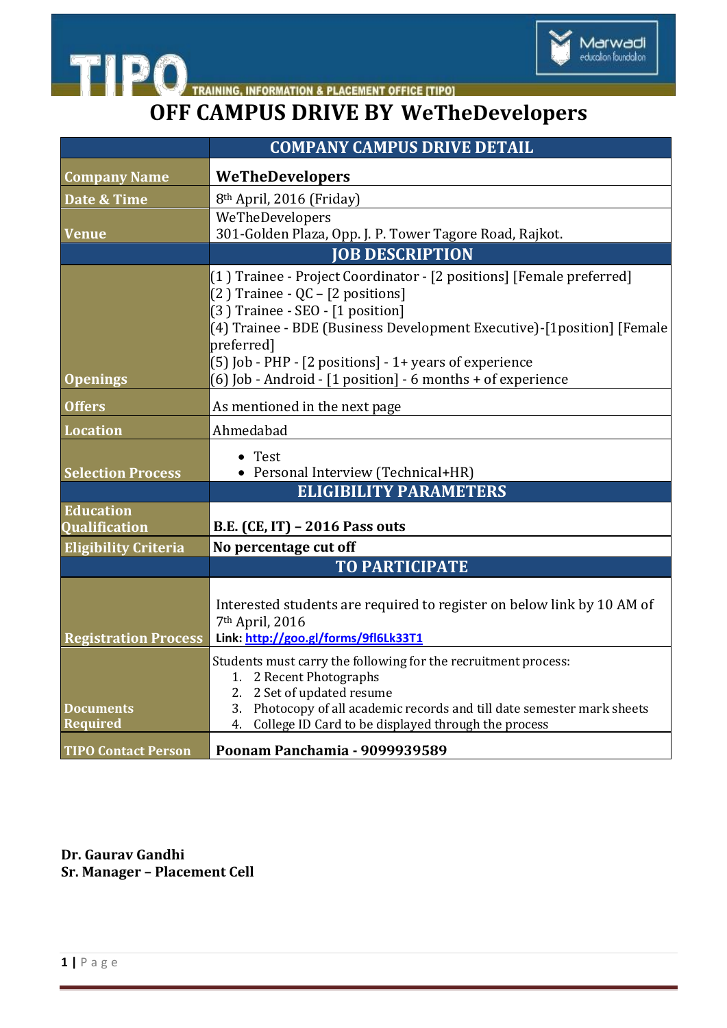# OFF CAMPUS DRIVE BY WeTheDevelopers

| | |
|---|---|
| | **COMPANY CAMPUS DRIVE DETAIL** |
| **Company Name** | **WeTheDevelopers** |
| **Date & Time** | 8th April, 2016 (Friday) |
| **Venue** | WeTheDevelopers<br>301-Golden Plaza, Opp. J. P. Tower Tagore Road, Rajkot. |
| | **JOB DESCRIPTION** |
| **Openings** | (1 ) Trainee - Project Coordinator - [2 positions] [Female preferred]<br>(2 ) Trainee - QC – [2 positions]<br>(3 ) Trainee - SEO - [1 position]<br>(4) Trainee - BDE (Business Development Executive)-[1position] [Female preferred]<br>(5) Job - PHP - [2 positions] - 1+ years of experience<br>(6) Job - Android - [1 position] - 6 months + of experience |
| **Offers** | As mentioned in the next page |
| **Location** | Ahmedabad |
| **Selection Process** | • Test<br>• Personal Interview (Technical+HR) |
| | **ELIGIBILITY PARAMETERS** |
| **Education Qualification** | **B.E. (CE, IT) – 2016 Pass outs** |
| **Eligibility Criteria** | **No percentage cut off** |
| | **TO PARTICIPATE** |
| **Registration Process** | Interested students are required to register on below link by 10 AM of 7th April, 2016<br>**Link:** http://goo.gl/forms/9fl6Lk33T1 |
| **Documents Required** | Students must carry the following for the recruitment process:<br>1. 2 Recent Photographs<br>2. 2 Set of updated resume<br>3. Photocopy of all academic records and till date semester mark sheets<br>4. College ID Card to be displayed through the process |
| **TIPO Contact Person** | **Poonam Panchamia - 9099939589** |

**Dr. Gaurav Gandhi**
**Sr. Manager – Placement Cell**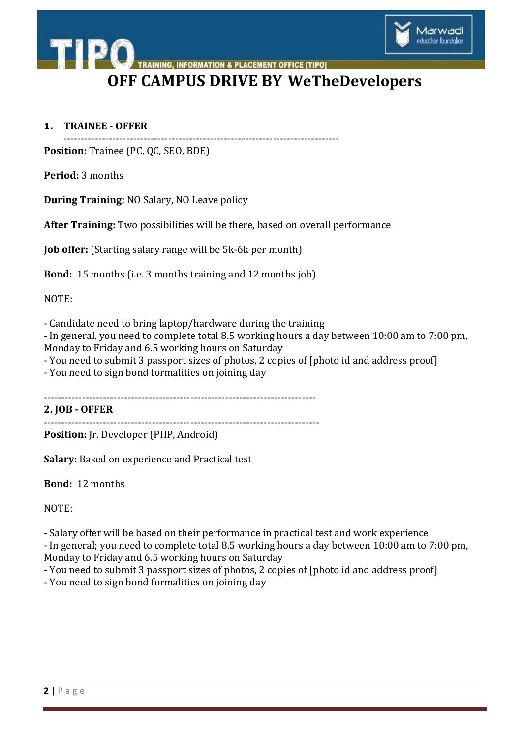# OFF CAMPUS DRIVE BY WeTheDevelopers

## 1. TRAINEE - OFFER

---

**Position:** Trainee (PC, QC, SEO, BDE)

**Period:** 3 months

**During Training:** NO Salary, NO Leave policy

**After Training:** Two possibilities will be there, based on overall performance

**Job offer:** (Starting salary range will be 5k-6k per month)

**Bond:** 15 months (i.e. 3 months training and 12 months job)

NOTE:

- Candidate need to bring laptop/hardware during the training
- In general, you need to complete total 8.5 working hours a day between 10:00 am to 7:00 pm, Monday to Friday and 6.5 working hours on Saturday
- You need to submit 3 passport sizes of photos, 2 copies of [photo id and address proof]
- You need to sign bond formalities on joining day

---

## 2. JOB - OFFER

---

**Position:** Jr. Developer (PHP, Android)

**Salary:** Based on experience and Practical test

**Bond:** 12 months

NOTE:

- Salary offer will be based on their performance in practical test and work experience
- In general; you need to complete total 8.5 working hours a day between 10:00 am to 7:00 pm, Monday to Friday and 6.5 working hours on Saturday
- You need to submit 3 passport sizes of photos, 2 copies of [photo id and address proof]
- You need to sign bond formalities on joining day